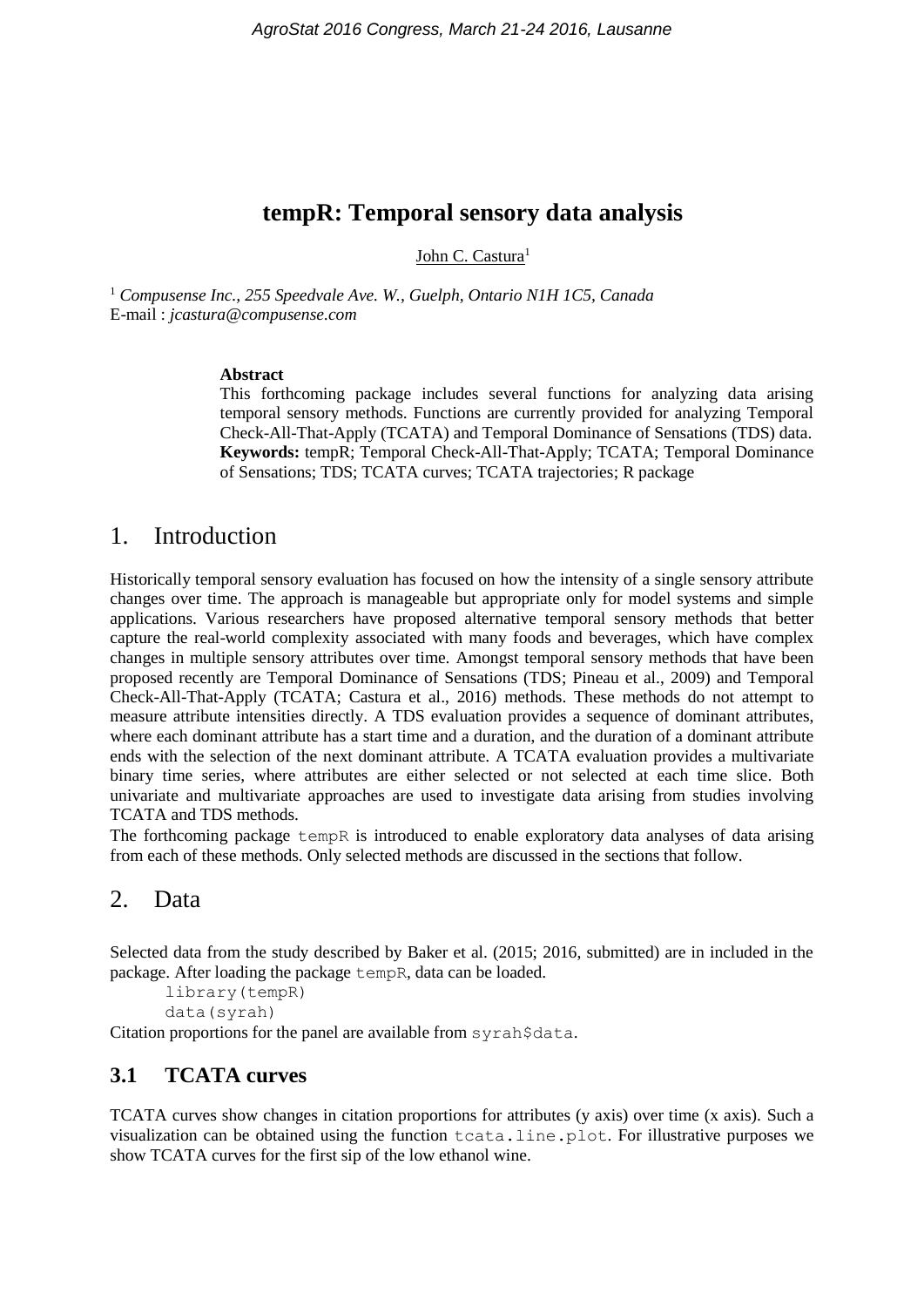# tempR: Temporal sensory data analysis

John C. Castura[1]

[1] *Compusense Inc., 255 Speedvale Ave. W., Guelph, Ontario N1H 1C5, Canada*
E-mail : *jcastura@compusense.com*

**Abstract**

This forthcoming package includes several functions for analyzing data arising temporal sensory methods. Functions are currently provided for analyzing Temporal Check-All-That-Apply (TCATA) and Temporal Dominance of Sensations (TDS) data.
**Keywords:** tempR; Temporal Check-All-That-Apply; TCATA; Temporal Dominance of Sensations; TDS; TCATA curves; TCATA trajectories; R package

## 1. Introduction

Historically temporal sensory evaluation has focused on how the intensity of a single sensory attribute changes over time. The approach is manageable but appropriate only for model systems and simple applications. Various researchers have proposed alternative temporal sensory methods that better capture the real-world complexity associated with many foods and beverages, which have complex changes in multiple sensory attributes over time. Amongst temporal sensory methods that have been proposed recently are Temporal Dominance of Sensations (TDS; Pineau et al., 2009) and Temporal Check-All-That-Apply (TCATA; Castura et al., 2016) methods. These methods do not attempt to measure attribute intensities directly. A TDS evaluation provides a sequence of dominant attributes, where each dominant attribute has a start time and a duration, and the duration of a dominant attribute ends with the selection of the next dominant attribute. A TCATA evaluation provides a multivariate binary time series, where attributes are either selected or not selected at each time slice. Both univariate and multivariate approaches are used to investigate data arising from studies involving TCATA and TDS methods.

The forthcoming package `tempR` is introduced to enable exploratory data analyses of data arising from each of these methods. Only selected methods are discussed in the sections that follow.

## 2. Data

Selected data from the study described by Baker et al. (2015; 2016, submitted) are in included in the package. After loading the package `tempR`, data can be loaded.

```
library(tempR)
data(syrah)
```

Citation proportions for the panel are available from `syrah$data`.

### 3.1 TCATA curves

TCATA curves show changes in citation proportions for attributes (y axis) over time (x axis). Such a visualization can be obtained using the function `tcata.line.plot`. For illustrative purposes we show TCATA curves for the first sip of the low ethanol wine.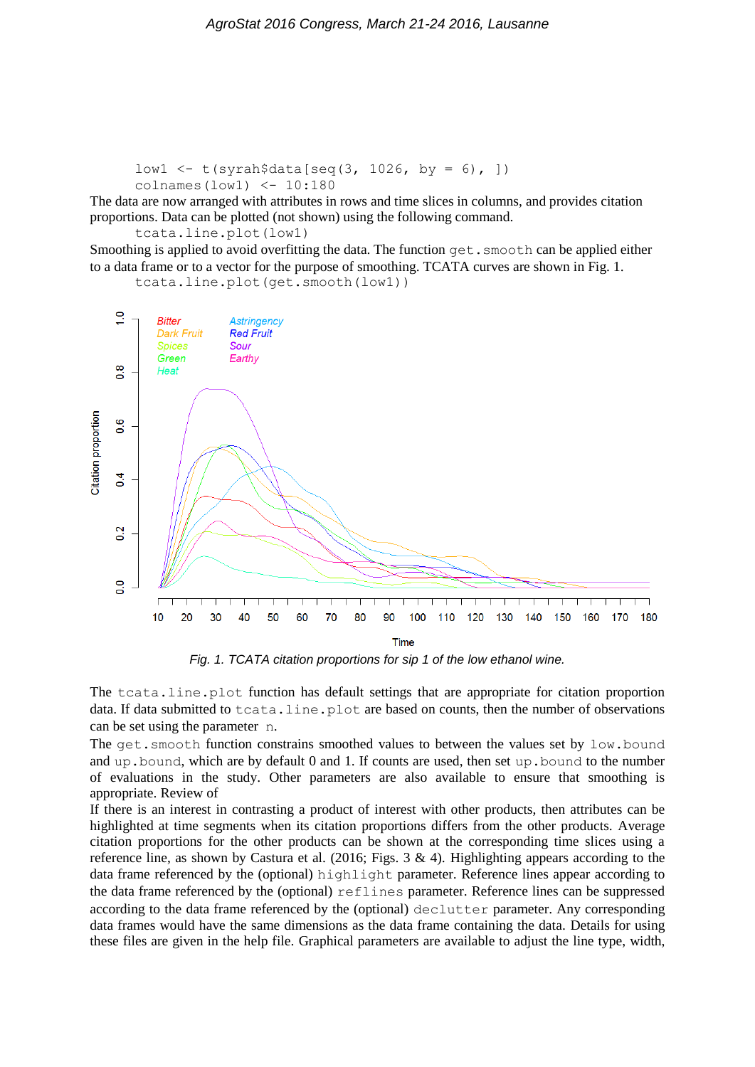```
low1 <- t(syrah$data[seq(3, 1026, by = 6), ])
colnames(low1) <- 10:180
```

The data are now arranged with attributes in rows and time slices in columns, and provides citation proportions. Data can be plotted (not shown) using the following command.

```
tcata.line.plot(low1)
```

Smoothing is applied to avoid overfitting the data. The function `get.smooth` can be applied either to a data frame or to a vector for the purpose of smoothing. TCATA curves are shown in Fig. 1.

```
tcata.line.plot(get.smooth(low1))
```

*Fig. 1. TCATA citation proportions for sip 1 of the low ethanol wine.*

The `tcata.line.plot` function has default settings that are appropriate for citation proportion data. If data submitted to `tcata.line.plot` are based on counts, then the number of observations can be set using the parameter `n`.

The `get.smooth` function constrains smoothed values to between the values set by `low.bound` and `up.bound`, which are by default 0 and 1. If counts are used, then set `up.bound` to the number of evaluations in the study. Other parameters are also available to ensure that smoothing is appropriate. Review of

If there is an interest in contrasting a product of interest with other products, then attributes can be highlighted at time segments when its citation proportions differs from the other products. Average citation proportions for the other products can be shown at the corresponding time slices using a reference line, as shown by Castura et al. (2016; Figs. 3 & 4). Highlighting appears according to the data frame referenced by the (optional) `highlight` parameter. Reference lines appear according to the data frame referenced by the (optional) `reflines` parameter. Reference lines can be suppressed according to the data frame referenced by the (optional) `declutter` parameter. Any corresponding data frames would have the same dimensions as the data frame containing the data. Details for using these files are given in the help file. Graphical parameters are available to adjust the line type, width,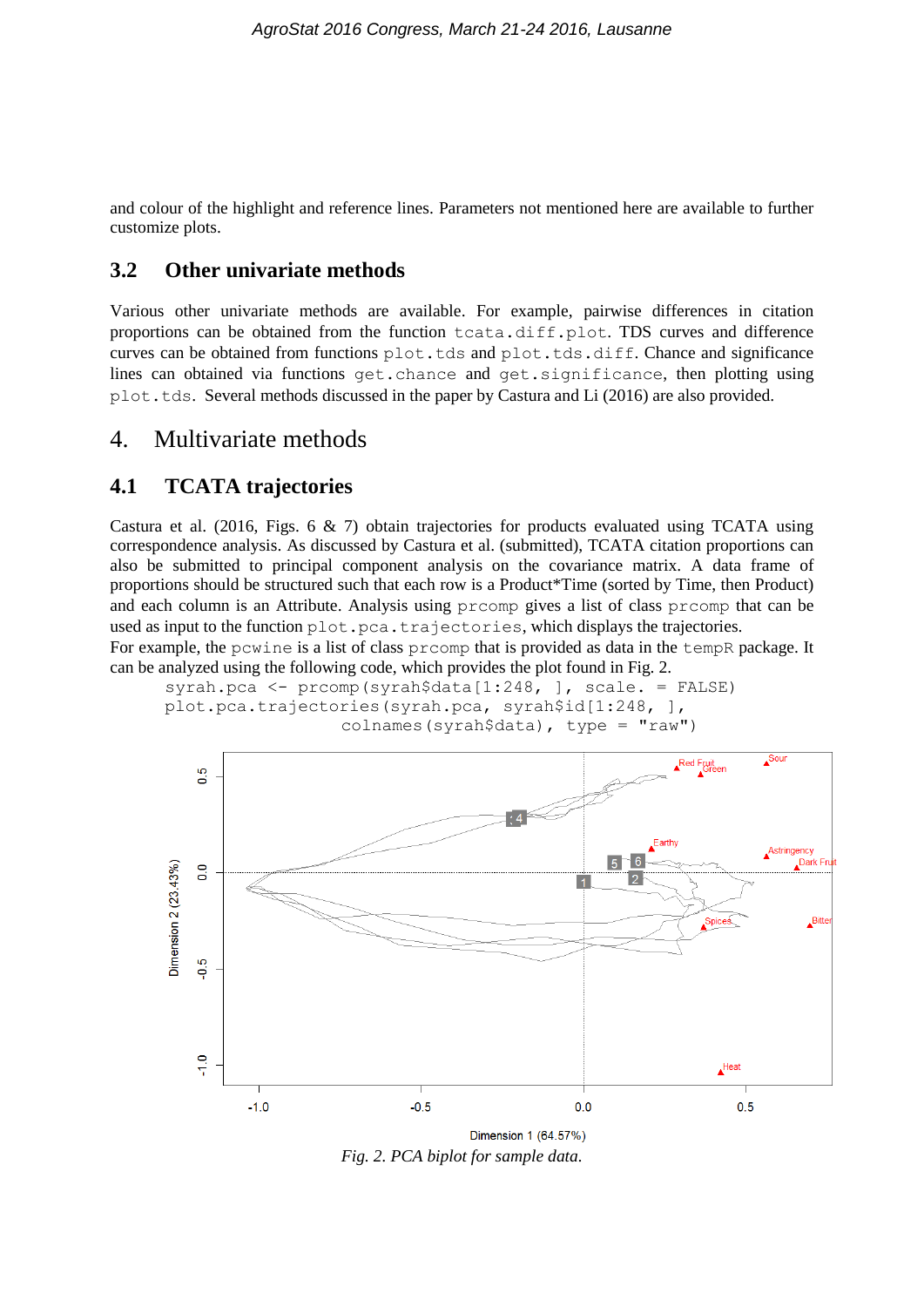and colour of the highlight and reference lines. Parameters not mentioned here are available to further customize plots.

### 3.2 Other univariate methods

Various other univariate methods are available. For example, pairwise differences in citation proportions can be obtained from the function `tcata.diff.plot`. TDS curves and difference curves can be obtained from functions `plot.tds` and `plot.tds.diff`. Chance and significance lines can obtained via functions `get.chance` and `get.significance`, then plotting using `plot.tds`. Several methods discussed in the paper by Castura and Li (2016) are also provided.

## 4. Multivariate methods

### 4.1 TCATA trajectories

Castura et al. (2016, Figs. 6 & 7) obtain trajectories for products evaluated using TCATA using correspondence analysis. As discussed by Castura et al. (submitted), TCATA citation proportions can also be submitted to principal component analysis on the covariance matrix. A data frame of proportions should be structured such that each row is a Product*Time (sorted by Time, then Product) and each column is an Attribute. Analysis using `prcomp` gives a list of class `prcomp` that can be used as input to the function `plot.pca.trajectories`, which displays the trajectories.
For example, the `pcwine` is a list of class `prcomp` that is provided as data in the `tempR` package. It can be analyzed using the following code, which provides the plot found in Fig. 2.

```
syrah.pca <- prcomp(syrah$data[1:248, ], scale. = FALSE)
plot.pca.trajectories(syrah.pca, syrah$id[1:248, ],
                      colnames(syrah$data), type = "raw")
```

*Fig. 2. PCA biplot for sample data.*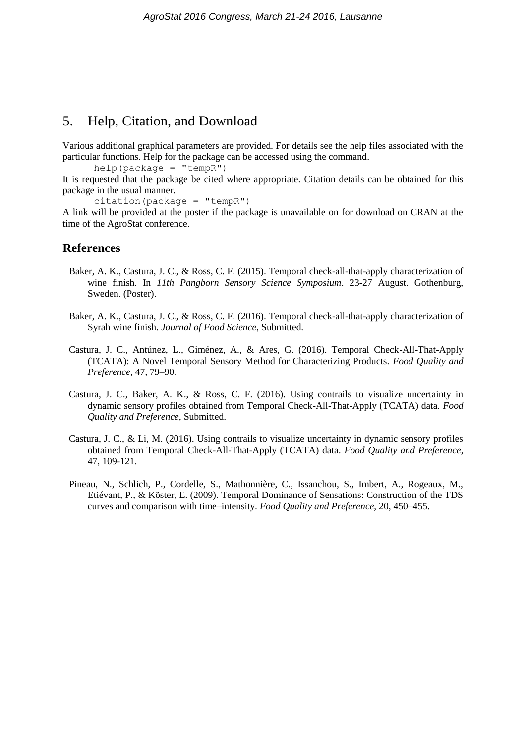## 5. Help, Citation, and Download

Various additional graphical parameters are provided. For details see the help files associated with the particular functions. Help for the package can be accessed using the command.

```
help(package = "tempR")
```

It is requested that the package be cited where appropriate. Citation details can be obtained for this package in the usual manner.

```
citation(package = "tempR")
```

A link will be provided at the poster if the package is unavailable on for download on CRAN at the time of the AgroStat conference.

## References

Baker, A. K., Castura, J. C., & Ross, C. F. (2015). Temporal check-all-that-apply characterization of wine finish. In *11th Pangborn Sensory Science Symposium*. 23-27 August. Gothenburg, Sweden. (Poster).

Baker, A. K., Castura, J. C., & Ross, C. F. (2016). Temporal check-all-that-apply characterization of Syrah wine finish. *Journal of Food Science*, Submitted.

Castura, J. C., Antúnez, L., Giménez, A., & Ares, G. (2016). Temporal Check-All-That-Apply (TCATA): A Novel Temporal Sensory Method for Characterizing Products. *Food Quality and Preference*, 47, 79–90.

Castura, J. C., Baker, A. K., & Ross, C. F. (2016). Using contrails to visualize uncertainty in dynamic sensory profiles obtained from Temporal Check-All-That-Apply (TCATA) data. *Food Quality and Preference*, Submitted.

Castura, J. C., & Li, M. (2016). Using contrails to visualize uncertainty in dynamic sensory profiles obtained from Temporal Check-All-That-Apply (TCATA) data. *Food Quality and Preference*, 47, 109-121.

Pineau, N., Schlich, P., Cordelle, S., Mathonnière, C., Issanchou, S., Imbert, A., Rogeaux, M., Etiévant, P., & Köster, E. (2009). Temporal Dominance of Sensations: Construction of the TDS curves and comparison with time–intensity. *Food Quality and Preference*, 20, 450–455.